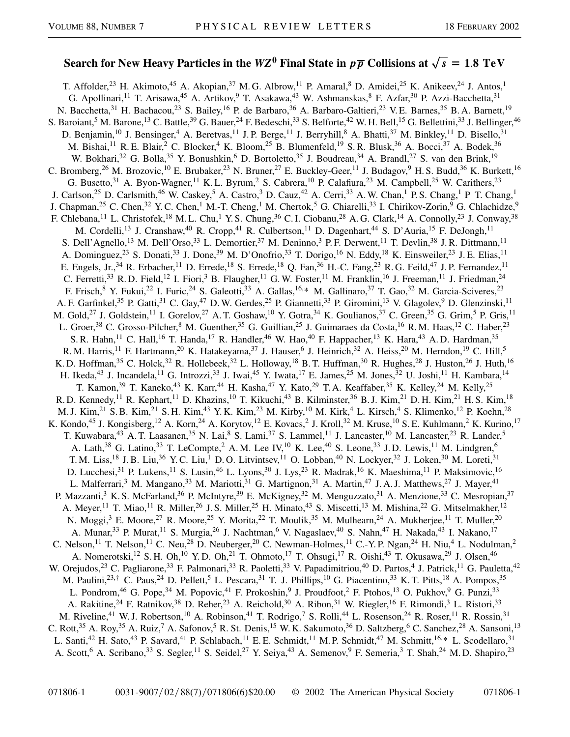# Search for New Heavy Particles in the $WZ^0$ Final State in $p\overline{p}$ Collisions at $\sqrt{s} = 1.8$ TeV

T. Affolder,[23] H. Akimoto,[45] A. Akopian,[37] M. G. Albrow,[11] P. Amaral,[8] D. Amidei,[25] K. Anikeev,[24] J. Antos,[1] G. Apollinari,[11] T. Arisawa,[45] A. Artikov,[9] T. Asakawa,[43] W. Ashmanskas,[8] F. Azfar,[30] P. Azzi-Bacchetta,[31] N. Bacchetta,[31] H. Bachacou,[23] S. Bailey,[16] P. de Barbaro,[36] A. Barbaro-Galtieri,[23] V. E. Barnes,[35] B. A. Barnett,[19] S. Baroiant,[5] M. Barone,[13] C. Battle,[39] G. Bauer,[24] F. Bedeschi,[33] S. Belforte,[42] W. H. Bell,[15] G. Bellettini,[33] J. Bellinger,[46] D. Benjamin,[10] J. Bensinger,[4] A. Beretvas,[11] J. P. Berge,[11] J. Berryhill,[8] A. Bhatti,[37] M. Binkley,[11] D. Bisello,[31] M. Bishai,[11] R. E. Blair,[2] C. Blocker,[4] K. Bloom,[25] B. Blumenfeld,[19] S. R. Blusk,[36] A. Bocci,[37] A. Bodek,[36] W. Bokhari,[32] G. Bolla,[35] Y. Bonushkin,[6] D. Bortoletto,[35] J. Boudreau,[34] A. Brandl,[27] S. van den Brink,[19] C. Bromberg,[26] M. Brozovic,[10] E. Brubaker,[23] N. Bruner,[27] E. Buckley-Geer,[11] J. Budagov,[9] H. S. Budd,[36] K. Burkett,[16] G. Busetto,[31] A. Byon-Wagner,[11] K. L. Byrum,[2] S. Cabrera,[10] P. Calafiura,[23] M. Campbell,[25] W. Carithers,[23] J. Carlson,[25] D. Carlsmith,[46] W. Caskey,[5] A. Castro,[3] D. Cauz,[42] A. Cerri,[33] A. W. Chan,[1] P. S. Chang,[1] P T. Chang,[1] J. Chapman,[25] C. Chen,[32] Y. C. Chen,[1] M.-T. Cheng,[1] M. Chertok,[5] G. Chiarelli,[33] I. Chirikov-Zorin,[9] G. Chlachidze,[9] F. Chlebana,[11] L. Christofek,[18] M. L. Chu,[1] Y. S. Chung,[36] C. I. Ciobanu,[28] A. G. Clark,[14] A. Connolly,[23] J. Conway,[38] M. Cordelli,[13] J. Cranshaw,[40] R. Cropp,[41] R. Culbertson,[11] D. Dagenhart,[44] S. D'Auria,[15] F. DeJongh,[11] S. Dell'Agnello,[13] M. Dell'Orso,[33] L. Demortier,[37] M. Deninno,[3] P. F. Derwent,[11] T. Devlin,[38] J. R. Dittmann,[11] A. Dominguez,[23] S. Donati,[33] J. Done,[39] M. D'Onofrio,[33] T. Dorigo,[16] N. Eddy,[18] K. Einsweiler,[23] J. E. Elias,[11] E. Engels, Jr.,[34] R. Erbacher,[11] D. Errede,[18] S. Errede,[18] Q. Fan,[36] H.-C. Fang,[23] R. G. Feild,[47] J. P. Fernandez,[11] C. Ferretti,[33] R. D. Field,[12] I. Fiori,[3] B. Flaugher,[11] G. W. Foster,[11] M. Franklin,[16] J. Freeman,[11] J. Friedman,[24] F. Frisch,[8] Y. Fukui,[22] I. Furic,[24] S. Galeotti,[33] A. Gallas,[16,*] M. Gallinaro,[37] T. Gao,[32] M. Garcia-Sciveres,[23] A. F. Garfinkel,[35] P. Gatti,[31] C. Gay,[47] D. W. Gerdes,[25] P. Giannetti,[33] P. Giromini,[13] V. Glagolev,[9] D. Glenzinski,[11] M. Gold,[27] J. Goldstein,[11] I. Gorelov,[27] A. T. Goshaw,[10] Y. Gotra,[34] K. Goulianos,[37] C. Green,[35] G. Grim,[5] P. Gris,[11] L. Groer,[38] C. Grosso-Pilcher,[8] M. Guenther,[35] G. Guillian,[25] J. Guimaraes da Costa,[16] R. M. Haas,[12] C. Haber,[23] S. R. Hahn,[11] C. Hall,[16] T. Handa,[17] R. Handler,[46] W. Hao,[40] F. Happacher,[13] K. Hara,[43] A. D. Hardman,[35] R. M. Harris,[11] F. Hartmann,[20] K. Hatakeyama,[37] J. Hauser,[6] J. Heinrich,[32] A. Heiss,[20] M. Herndon,[19] C. Hill,[5] K. D. Hoffman,[35] C. Holck,[32] R. Hollebeek,[32] L. Holloway,[18] B. T. Huffman,[30] R. Hughes,[28] J. Huston,[26] J. Huth,[16] H. Ikeda,[43] J. Incandela,[11] G. Introzzi,[33] J. Iwai,[45] Y. Iwata,[17] E. James,[25] M. Jones,[32] U. Joshi,[11] H. Kambara,[14] T. Kamon,[39] T. Kaneko,[43] K. Karr,[44] H. Kasha,[47] Y. Kato,[29] T. A. Keaffaber,[35] K. Kelley,[24] M. Kelly,[25] R. D. Kennedy,[11] R. Kephart,[11] D. Khazins,[10] T. Kikuchi,[43] B. Kilminster,[36] B. J. Kim,[21] D. H. Kim,[21] H. S. Kim,[18] M. J. Kim,[21] S. B. Kim,[21] S. H. Kim,[43] Y. K. Kim,[23] M. Kirby,[10] M. Kirk,[4] L. Kirsch,[4] S. Klimenko,[12] P. Koehn,[28] K. Kondo,[45] J. Konigsberg,[12] A. Korn,[24] A. Korytov,[12] E. Kovacs,[2] J. Kroll,[32] M. Kruse,[10] S. E. Kuhlmann,[2] K. Kurino,[17] T. Kuwabara,[43] A. T. Laasanen,[35] N. Lai,[8] S. Lami,[37] S. Lammel,[11] J. Lancaster,[10] M. Lancaster,[23] R. Lander,[5] A. Lath,[38] G. Latino,[33] T. LeCompte,[2] A. M. Lee IV,[10] K. Lee,[40] S. Leone,[33] J. D. Lewis,[11] M. Lindgren,[6] T. M. Liss,[18] J. B. Liu,[36] Y. C. Liu,[1] D. O. Litvintsev,[11] O. Lobban,[40] N. Lockyer,[32] J. Loken,[30] M. Loreti,[31] D. Lucchesi,[31] P. Lukens,[11] S. Lusin,[46] L. Lyons,[30] J. Lys,[23] R. Madrak,[16] K. Maeshima,[11] P. Maksimovic,[16] L. Malferrari,[3] M. Mangano,[33] M. Mariotti,[31] G. Martignon,[31] A. Martin,[47] J. A. J. Matthews,[27] J. Mayer,[41] P. Mazzanti,[3] K. S. McFarland,[36] P. McIntyre,[39] E. McKigney,[32] M. Menguzzato,[31] A. Menzione,[33] C. Mesropian,[37] A. Meyer,[11] T. Miao,[11] R. Miller,[26] J. S. Miller,[25] H. Minato,[43] S. Miscetti,[13] M. Mishina,[22] G. Mitselmakher,[12] N. Moggi,[3] E. Moore,[27] R. Moore,[25] Y. Morita,[22] T. Moulik,[35] M. Mulhearn,[24] A. Mukherjee,[11] T. Muller,[20] A. Munar,[33] P. Murat,[11] S. Murgia,[26] J. Nachtman,[6] V. Nagaslaev,[40] S. Nahn,[47] H. Nakada,[43] I. Nakano,[17] C. Nelson,[11] T. Nelson,[11] C. Neu,[28] D. Neuberger,[20] C. Newman-Holmes,[11] C.-Y. P. Ngan,[24] H. Niu,[4] L. Nodulman,[2] A. Nomerotski,[12] S. H. Oh,[10] Y. D. Oh,[21] T. Ohmoto,[17] T. Ohsugi,[17] R. Oishi,[43] T. Okusawa,[29] J. Olsen,[46] W. Orejudos,[23] C. Pagliarone,[33] F. Palmonari,[33] R. Paoletti,[33] V. Papadimitriou,[40] D. Partos,[4] J. Patrick,[11] G. Pauletta,[42] M. Paulini,[23,†] C. Paus,[24] D. Pellett,[5] L. Pescara,[31] T. J. Phillips,[10] G. Piacentino,[33] K. T. Pitts,[18] A. Pompos,[35] L. Pondrom,[46] G. Pope,[34] M. Popovic,[41] F. Prokoshin,[9] J. Proudfoot,[2] F. Ptohos,[13] O. Pukhov,[9] G. Punzi,[33] A. Rakitine,[24] F. Ratnikov,[38] D. Reher,[23] A. Reichold,[30] A. Ribon,[31] W. Riegler,[16] F. Rimondi,[3] L. Ristori,[33] M. Riveline,[41] W. J. Robertson,[10] A. Robinson,[41] T. Rodrigo,[7] S. Rolli,[44] L. Rosenson,[24] R. Roser,[11] R. Rossin,[31] C. Rott,[35] A. Roy,[35] A. Ruiz,[7] A. Safonov,[5] R. St. Denis,[15] W. K. Sakumoto,[36] D. Saltzberg,[6] C. Sanchez,[28] A. Sansoni,[13] L. Santi,[42] H. Sato,[43] P. Savard,[41] P. Schlabach,[11] E. E. Schmidt,[11] M. P. Schmidt,[47] M. Schmitt,[16,*] L. Scodellaro,[31] A. Scott,[6] A. Scribano,[33] S. Segler,[11] S. Seidel,[27] Y. Seiya,[43] A. Semenov,[9] F. Semeria,[3] T. Shah,[24] M. D. Shapiro,[23]

0031-9007/02/88(7)/071806(6)$20.00 © 2002 The American Physical Society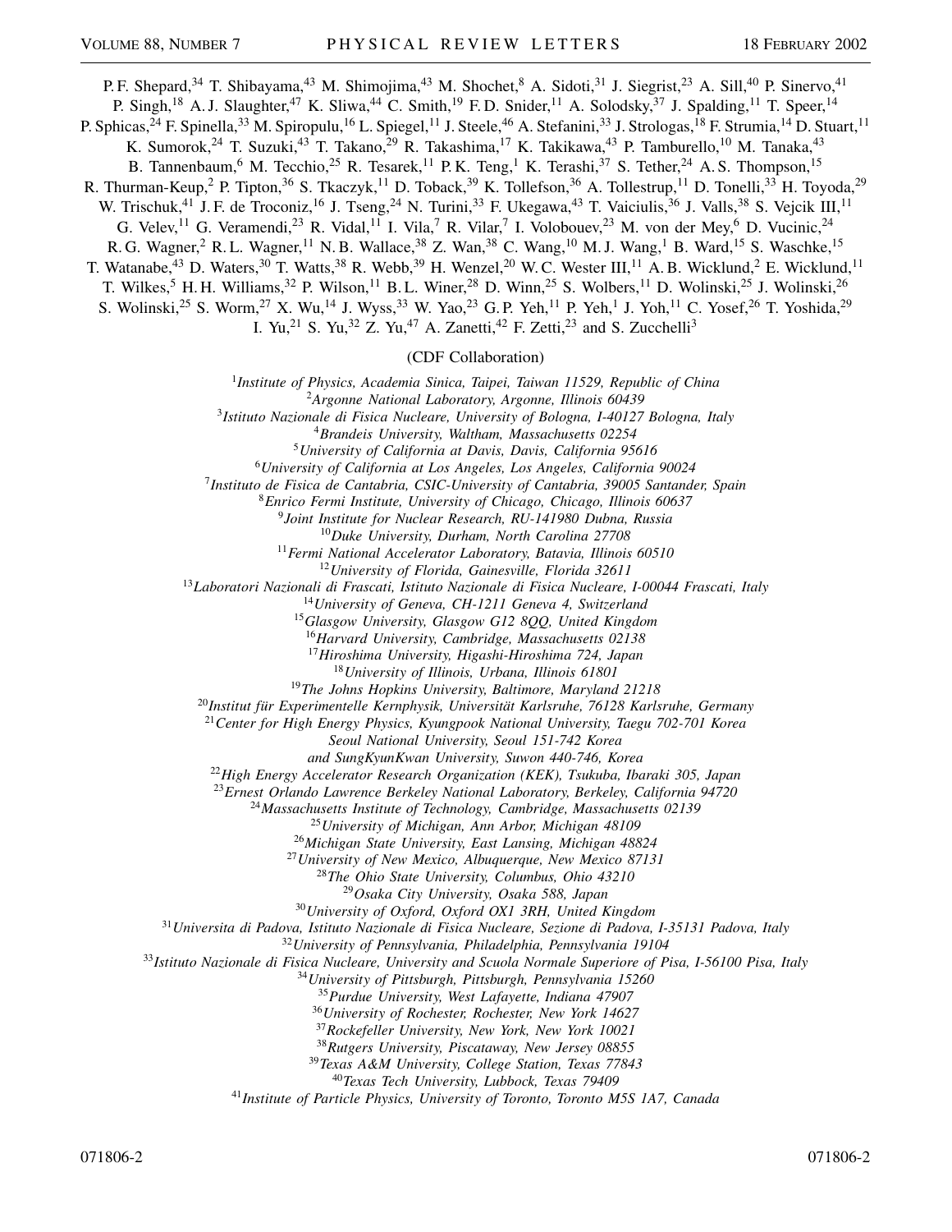P. F. Shepard,[34] T. Shibayama,[43] M. Shimojima,[43] M. Shochet,[8] A. Sidoti,[31] J. Siegrist,[23] A. Sill,[40] P. Sinervo,[41] P. Singh,[18] A. J. Slaughter,[47] K. Sliwa,[44] C. Smith,[19] F. D. Snider,[11] A. Solodsky,[37] J. Spalding,[11] T. Speer,[14] P. Sphicas,[24] F. Spinella,[33] M. Spiropulu,[16] L. Spiegel,[11] J. Steele,[46] A. Stefanini,[33] J. Strologas,[18] F. Strumia,[14] D. Stuart,[11] K. Sumorok,[24] T. Suzuki,[43] T. Takano,[29] R. Takashima,[17] K. Takikawa,[43] P. Tamburello,[10] M. Tanaka,[43] B. Tannenbaum,[6] M. Tecchio,[25] R. Tesarek,[11] P. K. Teng,[1] K. Terashi,[37] S. Tether,[24] A. S. Thompson,[15] R. Thurman-Keup,[2] P. Tipton,[36] S. Tkaczyk,[11] D. Toback,[39] K. Tollefson,[36] A. Tollestrup,[11] D. Tonelli,[33] H. Toyoda,[29] W. Trischuk,[41] J. F. de Troconiz,[16] J. Tseng,[24] N. Turini,[33] F. Ukegawa,[43] T. Vaiciulis,[36] J. Valls,[38] S. Vejcik III,[11] G. Velev,[11] G. Veramendi,[23] R. Vidal,[11] I. Vila,[7] R. Vilar,[7] I. Volobouev,[23] M. von der Mey,[6] D. Vucinic,[24] R. G. Wagner,[2] R. L. Wagner,[11] N. B. Wallace,[38] Z. Wan,[38] C. Wang,[10] M. J. Wang,[1] B. Ward,[15] S. Waschke,[15] T. Watanabe,[43] D. Waters,[30] T. Watts,[38] R. Webb,[39] H. Wenzel,[20] W. C. Wester III,[11] A. B. Wicklund,[2] E. Wicklund,[11] T. Wilkes,[5] H. H. Williams,[32] P. Wilson,[11] B. L. Winer,[28] D. Winn,[25] S. Wolbers,[11] D. Wolinski,[25] J. Wolinski,[26] S. Wolinski,[25] S. Worm,[27] X. Wu,[14] J. Wyss,[33] W. Yao,[23] G. P. Yeh,[11] P. Yeh,[1] J. Yoh,[11] C. Yosef,[26] T. Yoshida,[29] I. Yu,[21] S. Yu,[32] Z. Yu,[47] A. Zanetti,[42] F. Zetti,[23] and S. Zucchelli[3]

(CDF Collaboration)

[1] *Institute of Physics, Academia Sinica, Taipei, Taiwan 11529, Republic of China*
[2] *Argonne National Laboratory, Argonne, Illinois 60439*
[3] *Istituto Nazionale di Fisica Nucleare, University of Bologna, I-40127 Bologna, Italy*
[4] *Brandeis University, Waltham, Massachusetts 02254*
[5] *University of California at Davis, Davis, California 95616*
[6] *University of California at Los Angeles, Los Angeles, California 90024*
[7] *Instituto de Fisica de Cantabria, CSIC-University of Cantabria, 39005 Santander, Spain*
[8] *Enrico Fermi Institute, University of Chicago, Chicago, Illinois 60637*
[9] *Joint Institute for Nuclear Research, RU-141980 Dubna, Russia*
[10] *Duke University, Durham, North Carolina 27708*
[11] *Fermi National Accelerator Laboratory, Batavia, Illinois 60510*
[12] *University of Florida, Gainesville, Florida 32611*
[13] *Laboratori Nazionali di Frascati, Istituto Nazionale di Fisica Nucleare, I-00044 Frascati, Italy*
[14] *University of Geneva, CH-1211 Geneva 4, Switzerland*
[15] *Glasgow University, Glasgow G12 8QQ, United Kingdom*
[16] *Harvard University, Cambridge, Massachusetts 02138*
[17] *Hiroshima University, Higashi-Hiroshima 724, Japan*
[18] *University of Illinois, Urbana, Illinois 61801*
[19] *The Johns Hopkins University, Baltimore, Maryland 21218*
[20] *Institut für Experimentelle Kernphysik, Universität Karlsruhe, 76128 Karlsruhe, Germany*
[21] *Center for High Energy Physics, Kyungpook National University, Taegu 702-701 Korea*
*Seoul National University, Seoul 151-742 Korea*
*and SungKyunKwan University, Suwon 440-746, Korea*
[22] *High Energy Accelerator Research Organization (KEK), Tsukuba, Ibaraki 305, Japan*
[23] *Ernest Orlando Lawrence Berkeley National Laboratory, Berkeley, California 94720*
[24] *Massachusetts Institute of Technology, Cambridge, Massachusetts 02139*
[25] *University of Michigan, Ann Arbor, Michigan 48109*
[26] *Michigan State University, East Lansing, Michigan 48824*
[27] *University of New Mexico, Albuquerque, New Mexico 87131*
[28] *The Ohio State University, Columbus, Ohio 43210*
[29] *Osaka City University, Osaka 588, Japan*
[30] *University of Oxford, Oxford OX1 3RH, United Kingdom*
[31] *Universita di Padova, Istituto Nazionale di Fisica Nucleare, Sezione di Padova, I-35131 Padova, Italy*
[32] *University of Pennsylvania, Philadelphia, Pennsylvania 19104*
[33] *Istituto Nazionale di Fisica Nucleare, University and Scuola Normale Superiore of Pisa, I-56100 Pisa, Italy*
[34] *University of Pittsburgh, Pittsburgh, Pennsylvania 15260*
[35] *Purdue University, West Lafayette, Indiana 47907*
[36] *University of Rochester, Rochester, New York 14627*
[37] *Rockefeller University, New York, New York 10021*
[38] *Rutgers University, Piscataway, New Jersey 08855*
[39] *Texas A&M University, College Station, Texas 77843*
[40] *Texas Tech University, Lubbock, Texas 79409*
[41] *Institute of Particle Physics, University of Toronto, Toronto M5S 1A7, Canada*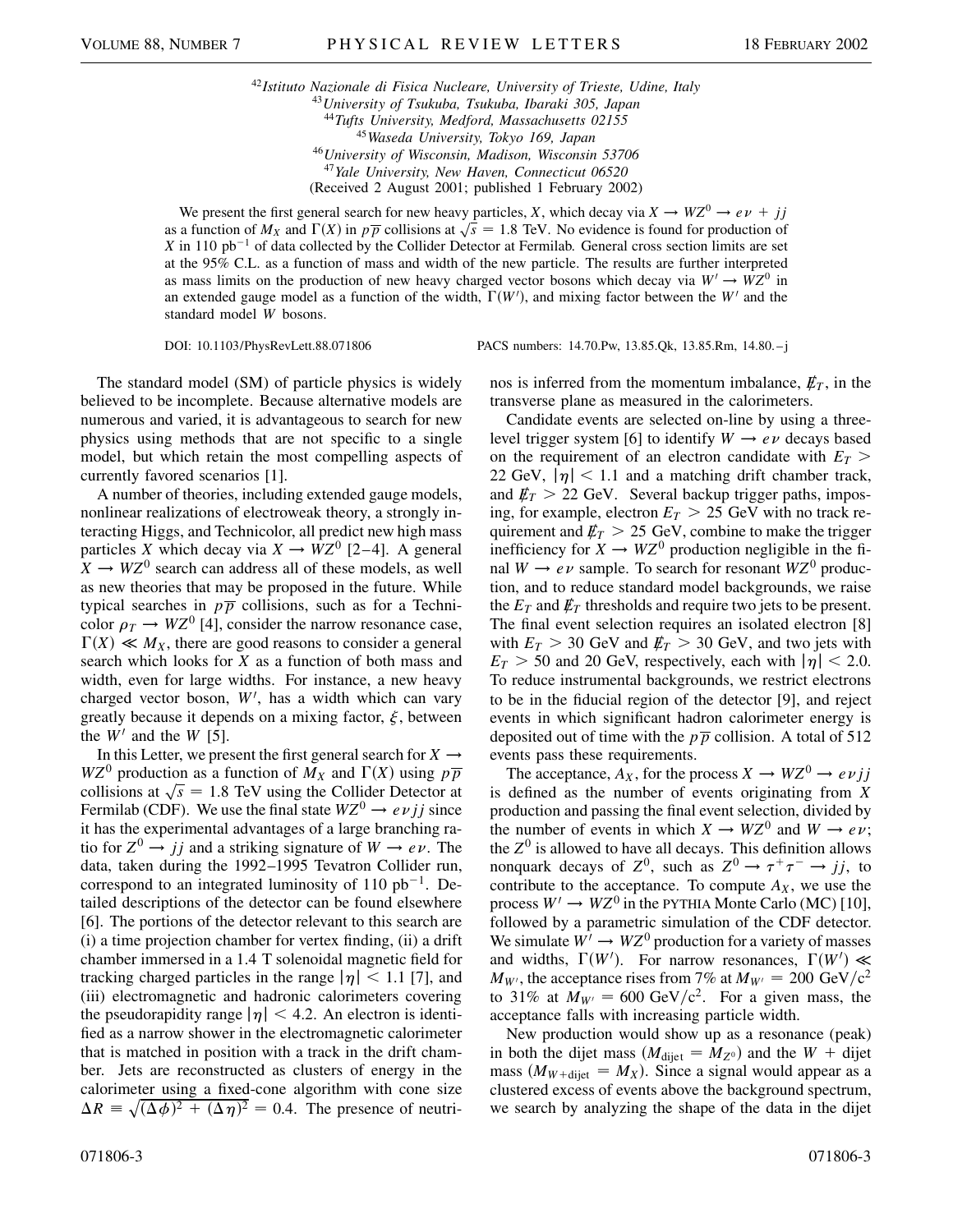[42] *Istituto Nazionale di Fisica Nucleare, University of Trieste, Udine, Italy*
[43] *University of Tsukuba, Tsukuba, Ibaraki 305, Japan*
[44] *Tufts University, Medford, Massachusetts 02155*
[45] *Waseda University, Tokyo 169, Japan*
[46] *University of Wisconsin, Madison, Wisconsin 53706*
[47] *Yale University, New Haven, Connecticut 06520*
(Received 2 August 2001; published 1 February 2002)

We present the first general search for new heavy particles, $X$, which decay via $X \rightarrow WZ^0 \rightarrow e\nu + jj$ as a function of $M_X$ and $\Gamma(X)$ in $p\overline{p}$ collisions at $\sqrt{s} = 1.8$ TeV. No evidence is found for production of $X$ in 110 $\text{pb}^{-1}$ of data collected by the Collider Detector at Fermilab. General cross section limits are set at the 95% C.L. as a function of mass and width of the new particle. The results are further interpreted as mass limits on the production of new heavy charged vector bosons which decay via $W' \rightarrow WZ^0$ in an extended gauge model as a function of the width, $\Gamma(W')$, and mixing factor between the $W'$ and the standard model $W$ bosons.

DOI: 10.1103/PhysRevLett.88.071806 PACS numbers: 14.70.Pw, 13.85.Qk, 13.85.Rm, 14.80.–j

The standard model (SM) of particle physics is widely believed to be incomplete. Because alternative models are numerous and varied, it is advantageous to search for new physics using methods that are not specific to a single model, but which retain the most compelling aspects of currently favored scenarios [1].

A number of theories, including extended gauge models, nonlinear realizations of electroweak theory, a strongly interacting Higgs, and Technicolor, all predict new high mass particles $X$ which decay via $X \rightarrow WZ^0$ [2–4]. A general $X \rightarrow WZ^0$ search can address all of these models, as well as new theories that may be proposed in the future. While typical searches in $p\overline{p}$ collisions, such as for a Technicolor $\rho_T \rightarrow WZ^0$ [4], consider the narrow resonance case, $\Gamma(X) \ll M_X$, there are good reasons to consider a general search which looks for $X$ as a function of both mass and width, even for large widths. For instance, a new heavy charged vector boson, $W'$, has a width which can vary greatly because it depends on a mixing factor, $\xi$, between the $W'$ and the $W$ [5].

In this Letter, we present the first general search for $X \rightarrow WZ^0$ production as a function of $M_X$ and $\Gamma(X)$ using $p\overline{p}$ collisions at $\sqrt{s} = 1.8$ TeV using the Collider Detector at Fermilab (CDF). We use the final state $WZ^0 \rightarrow e\nu jj$ since it has the experimental advantages of a large branching ratio for $Z^0 \rightarrow jj$ and a striking signature of $W \rightarrow e\nu$. The data, taken during the 1992–1995 Tevatron Collider run, correspond to an integrated luminosity of 110 $\text{pb}^{-1}$. Detailed descriptions of the detector can be found elsewhere [6]. The portions of the detector relevant to this search are (i) a time projection chamber for vertex finding, (ii) a drift chamber immersed in a 1.4 T solenoidal magnetic field for tracking charged particles in the range $|\eta| < 1.1$ [7], and (iii) electromagnetic and hadronic calorimeters covering the pseudorapidity range $|\eta| < 4.2$. An electron is identified as a narrow shower in the electromagnetic calorimeter that is matched in position with a track in the drift chamber. Jets are reconstructed as clusters of energy in the calorimeter using a fixed-cone algorithm with cone size $\Delta R \equiv \sqrt{(\Delta\phi)^2 + (\Delta\eta)^2} = 0.4$. The presence of neutrinos is inferred from the momentum imbalance, $\not\!\!E_T$, in the transverse plane as measured in the calorimeters.

Candidate events are selected on-line by using a three-level trigger system [6] to identify $W \rightarrow e\nu$ decays based on the requirement of an electron candidate with $E_T >$ 22 GeV, $|\eta| < 1.1$ and a matching drift chamber track, and $\not\!\!E_T > 22$ GeV. Several backup trigger paths, imposing, for example, electron $E_T > 25$ GeV with no track requirement and $\not\!\!E_T > 25$ GeV, combine to make the trigger inefficiency for $X \rightarrow WZ^0$ production negligible in the final $W \rightarrow e\nu$ sample. To search for resonant $WZ^0$ production, and to reduce standard model backgrounds, we raise the $E_T$ and $\not\!\!E_T$ thresholds and require two jets to be present. The final event selection requires an isolated electron [8] with $E_T > 30$ GeV and $\not\!\!E_T > 30$ GeV, and two jets with $E_T > 50$ and 20 GeV, respectively, each with $|\eta| < 2.0$. To reduce instrumental backgrounds, we restrict electrons to be in the fiducial region of the detector [9], and reject events in which significant hadron calorimeter energy is deposited out of time with the $p\overline{p}$ collision. A total of 512 events pass these requirements.

The acceptance, $A_X$, for the process $X \rightarrow WZ^0 \rightarrow e\nu jj$ is defined as the number of events originating from $X$ production and passing the final event selection, divided by the number of events in which $X \rightarrow WZ^0$ and $W \rightarrow e\nu$; the $Z^0$ is allowed to have all decays. This definition allows nonquark decays of $Z^0$, such as $Z^0 \rightarrow \tau^+\tau^- \rightarrow jj$, to contribute to the acceptance. To compute $A_X$, we use the process $W' \rightarrow WZ^0$ in the PYTHIA Monte Carlo (MC) [10], followed by a parametric simulation of the CDF detector. We simulate $W' \rightarrow WZ^0$ production for a variety of masses and widths, $\Gamma(W')$. For narrow resonances, $\Gamma(W') \ll M_{W'}$, the acceptance rises from 7% at $M_{W'} = 200$ $\text{GeV/c}^2$ to 31% at $M_{W'} = 600$ $\text{GeV/c}^2$. For a given mass, the acceptance falls with increasing particle width.

New production would show up as a resonance (peak) in both the dijet mass ($M_{\text{dijet}} = M_{Z^0}$) and the $W$ + dijet mass ($M_{W+\text{dijet}} = M_X$). Since a signal would appear as a clustered excess of events above the background spectrum, we search by analyzing the shape of the data in the dijet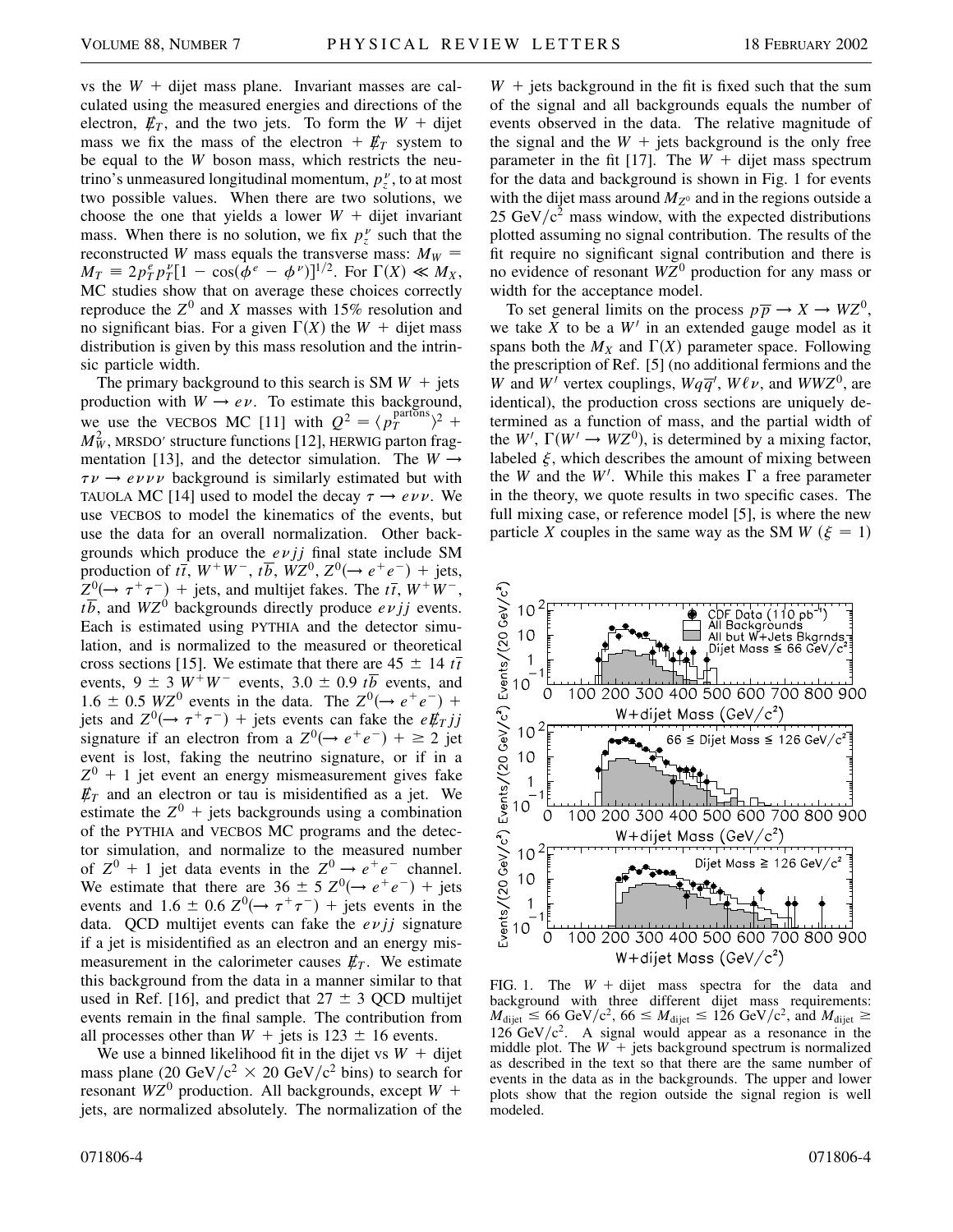vs the $W$ + dijet mass plane. Invariant masses are calculated using the measured energies and directions of the electron, $\not{E}_T$, and the two jets. To form the $W$ + dijet mass we fix the mass of the electron + $\not{E}_T$ system to be equal to the $W$ boson mass, which restricts the neutrino's unmeasured longitudinal momentum, $p_z^\nu$, to at most two possible values. When there are two solutions, we choose the one that yields a lower $W$ + dijet invariant mass. When there is no solution, we fix $p_z^\nu$ such that the reconstructed $W$ mass equals the transverse mass: $M_W = M_T \equiv 2p_T^e p_T^\nu[1 - \cos(\phi^e - \phi^\nu)]^{1/2}$. For $\Gamma(X) \ll M_X$, MC studies show that on average these choices correctly reproduce the $Z^0$ and $X$ masses with 15% resolution and no significant bias. For a given $\Gamma(X)$ the $W$ + dijet mass distribution is given by this mass resolution and the intrinsic particle width.

The primary background to this search is SM $W$ + jets production with $W \to e\nu$. To estimate this background, we use the VECBOS MC [11] with $Q^2 = \langle p_T^{\text{partons}} \rangle^2 + M_W^2$, MRSDO′ structure functions [12], HERWIG parton fragmentation [13], and the detector simulation. The $W \to \tau\nu \to e\nu\nu\nu$ background is similarly estimated but with TAUOLA MC [14] used to model the decay $\tau \to e\nu\nu$. We use VECBOS to model the kinematics of the events, but use the data for an overall normalization. Other backgrounds which produce the $e\nu jj$ final state include SM production of $t\bar{t}$, $W^+W^-$, $t\bar{b}$, $WZ^0$, $Z^0(\to e^+e^-)$ + jets, $Z^0(\to \tau^+\tau^-)$ + jets, and multijet fakes. The $t\bar{t}$, $W^+W^-$, $t\bar{b}$, and $WZ^0$ backgrounds directly produce $e\nu jj$ events. Each is estimated using PYTHIA and the detector simulation, and is normalized to the measured or theoretical cross sections [15]. We estimate that there are $45 \pm 14$ $t\bar{t}$ events, $9 \pm 3$ $W^+W^-$ events, $3.0 \pm 0.9$ $t\bar{b}$ events, and $1.6 \pm 0.5$ $WZ^0$ events in the data. The $Z^0(\to e^+e^-)$ + jets and $Z^0(\to \tau^+\tau^-)$ + jets events can fake the $e\not{E}_T jj$ signature if an electron from a $Z^0(\to e^+e^-) + \geq 2$ jet event is lost, faking the neutrino signature, or if in a $Z^0$ + 1 jet event an energy mismeasurement gives fake $\not{E}_T$ and an electron or tau is misidentified as a jet. We estimate the $Z^0$ + jets backgrounds using a combination of the PYTHIA and VECBOS MC programs and the detector simulation, and normalize to the measured number of $Z^0$ + 1 jet data events in the $Z^0 \to e^+e^-$ channel. We estimate that there are $36 \pm 5$ $Z^0(\to e^+e^-)$ + jets events and $1.6 \pm 0.6$ $Z^0(\to \tau^+\tau^-)$ + jets events in the data. QCD multijet events can fake the $e\nu jj$ signature if a jet is misidentified as an electron and an energy mismeasurement in the calorimeter causes $\not{E}_T$. We estimate this background from the data in a manner similar to that used in Ref. [16], and predict that $27 \pm 3$ QCD multijet events remain in the final sample. The contribution from all processes other than $W$ + jets is $123 \pm 16$ events.

We use a binned likelihood fit in the dijet vs $W$ + dijet mass plane (20 GeV/$c^2$ × 20 GeV/$c^2$ bins) to search for resonant $WZ^0$ production. All backgrounds, except $W$ + jets, are normalized absolutely. The normalization of the $W$ + jets background in the fit is fixed such that the sum of the signal and all backgrounds equals the number of events observed in the data. The relative magnitude of the signal and the $W$ + jets background is the only free parameter in the fit [17]. The $W$ + dijet mass spectrum for the data and background is shown in Fig. 1 for events with the dijet mass around $M_{Z^0}$ and in the regions outside a 25 GeV/$c^2$ mass window, with the expected distributions plotted assuming no signal contribution. The results of the fit require no significant signal contribution and there is no evidence of resonant $WZ^0$ production for any mass or width for the acceptance model.

To set general limits on the process $p\bar{p} \to X \to WZ^0$, we take $X$ to be a $W'$ in an extended gauge model as it spans both the $M_X$ and $\Gamma(X)$ parameter space. Following the prescription of Ref. [5] (no additional fermions and the $W$ and $W'$ vertex couplings, $Wq\bar{q}'$, $W\ell\nu$, and $WWZ^0$, are identical), the production cross sections are uniquely determined as a function of mass, and the partial width of the $W'$, $\Gamma(W' \to WZ^0)$, is determined by a mixing factor, labeled $\xi$, which describes the amount of mixing between the $W$ and the $W'$. While this makes $\Gamma$ a free parameter in the theory, we quote results in two specific cases. The full mixing case, or reference model [5], is where the new particle $X$ couples in the same way as the SM $W$ ($\xi = 1$)

FIG. 1. The $W$ + dijet mass spectra for the data and background with three different dijet mass requirements: $M_{\text{dijet}} \leq 66$ GeV/$c^2$, $66 \leq M_{\text{dijet}} \leq 126$ GeV/$c^2$, and $M_{\text{dijet}} \geq 126$ GeV/$c^2$. A signal would appear as a resonance in the middle plot. The $W$ + jets background spectrum is normalized as described in the text so that there are the same number of events in the data as in the backgrounds. The upper and lower plots show that the region outside the signal region is well modeled.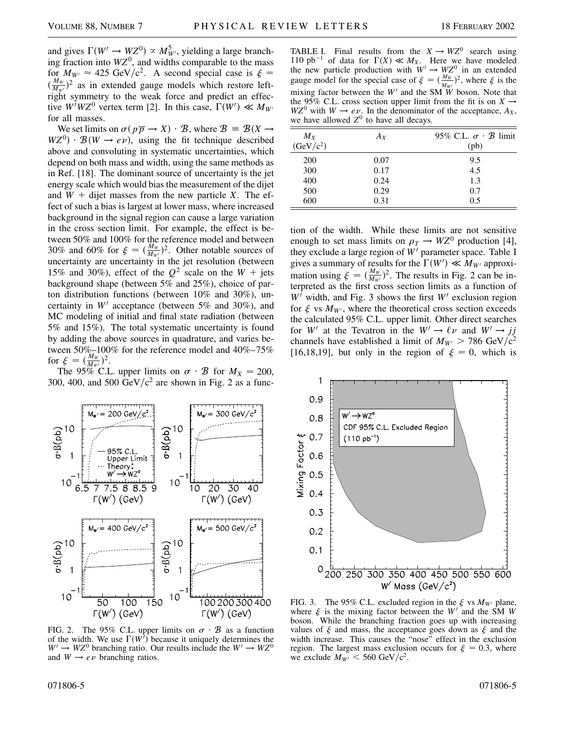and gives $\Gamma(W' \to WZ^0) \propto M_{W'}^5$, yielding a large branching fraction into $WZ^0$, and widths comparable to the mass for $M_{W'} \approx 425$ GeV/c$^2$. A second special case is $\xi = (\frac{M_W}{M_{W'}})^2$ as in extended gauge models which restore left-right symmetry to the weak force and predict an effective $W'WZ^0$ vertex term [2]. In this case, $\Gamma(W') \ll M_{W'}$ for all masses.

We set limits on $\sigma(p\overline{p} \to X) \cdot \mathcal{B}$, where $\mathcal{B} \equiv \mathcal{B}(X \to WZ^0) \cdot \mathcal{B}(W \to e\nu)$, using the fit technique described above and convoluting in systematic uncertainties, which depend on both mass and width, using the same methods as in Ref. [18]. The dominant source of uncertainty is the jet energy scale which would bias the measurement of the dijet and $W$ + dijet masses from the new particle $X$. The effect of such a bias is largest at lower mass, where increased background in the signal region can cause a large variation in the cross section limit. For example, the effect is between 50% and 100% for the reference model and between 30% and 60% for $\xi = (\frac{M_W}{M_{W'}})^2$. Other notable sources of uncertainty are uncertainty in the jet resolution (between 15% and 30%), effect of the $Q^2$ scale on the $W$ + jets background shape (between 5% and 25%), choice of parton distribution functions (between 10% and 30%), uncertainty in $W'$ acceptance (between 5% and 30%), and MC modeling of initial and final state radiation (between 5% and 15%). The total systematic uncertainty is found by adding the above sources in quadrature, and varies between 50%–100% for the reference model and 40%–75% for $\xi = (\frac{M_W}{M_{W'}})^2$.

The 95% C.L. upper limits on $\sigma \cdot \mathcal{B}$ for $M_X = 200$, 300, 400, and 500 GeV/c$^2$ are shown in Fig. 2 as a function of the width. While these limits are not sensitive enough to set mass limits on $\rho_T \to WZ^0$ production [4], they exclude a large region of $W'$ parameter space. Table I gives a summary of results for the $\Gamma(W') \ll M_{W'}$ approximation using $\xi = (\frac{M_W}{M_{W'}})^2$. The results in Fig. 2 can be interpreted as the first cross section limits as a function of $W'$ width, and Fig. 3 shows the first $W'$ exclusion region for $\xi$ vs $M_{W'}$, where the theoretical cross section exceeds the calculated 95% C.L. upper limit. Other direct searches for $W'$ at the Tevatron in the $W' \to \ell\nu$ and $W' \to jj$ channels have established a limit of $M_{W'} > 786$ GeV/c$^2$ [16,18,19], but only in the region of $\xi = 0$, which is

TABLE I. Final results from the $X \to WZ^0$ search using 110 pb$^{-1}$ of data for $\Gamma(X) \ll M_X$. Here we have modeled the new particle production with $W' \to WZ^0$ in an extended gauge model for the special case of $\xi = (\frac{M_W}{M_{W'}})^2$, where $\xi$ is the mixing factor between the $W'$ and the SM $W$ boson. Note that the 95% C.L. cross section upper limit from the fit is on $X \to WZ^0$ with $W \to e\nu$. In the denominator of the acceptance, $A_X$, we have allowed $Z^0$ to have all decays.

| $M_X$ (GeV/c$^2$) | $A_X$ | 95% C.L. $\sigma \cdot \mathcal{B}$ limit (pb) |
|---|---|---|
| 200 | 0.07 | 9.5 |
| 300 | 0.17 | 4.5 |
| 400 | 0.24 | 1.3 |
| 500 | 0.29 | 0.7 |
| 600 | 0.31 | 0.5 |

FIG. 2. The 95% C.L. upper limits on $\sigma \cdot \mathcal{B}$ as a function of the width. We use $\Gamma(W')$ because it uniquely determines the $W' \to WZ^0$ branching ratio. Our results include the $W' \to WZ^0$ and $W \to e\nu$ branching ratios.

FIG. 3. The 95% C.L. excluded region in the $\xi$ vs $M_{W'}$ plane, where $\xi$ is the mixing factor between the $W'$ and the SM $W$ boson. While the branching fraction goes up with increasing values of $\xi$ and mass, the acceptance goes down as $\xi$ and the width increase. This causes the "nose" effect in the exclusion region. The largest mass exclusion occurs for $\xi = 0.3$, where we exclude $M_{W'} < 560$ GeV/c$^2$.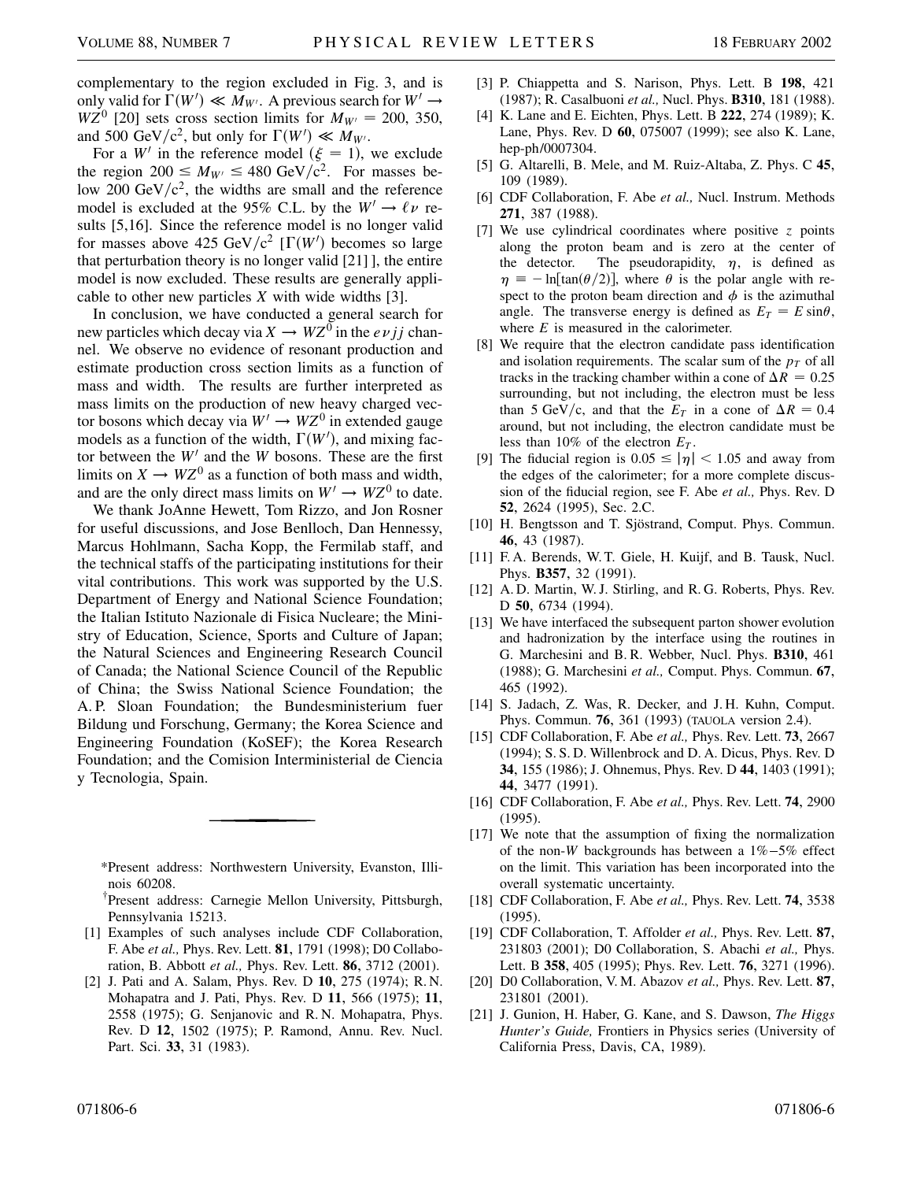complementary to the region excluded in Fig. 3, and is only valid for $\Gamma(W') \ll M_{W'}$. A previous search for $W' \to WZ^0$ [20] sets cross section limits for $M_{W'} = 200$, 350, and 500 GeV/$c^2$, but only for $\Gamma(W') \ll M_{W'}$.

For a $W'$ in the reference model ($\xi = 1$), we exclude the region $200 \leq M_{W'} \leq 480$ GeV/$c^2$. For masses below 200 GeV/$c^2$, the widths are small and the reference model is excluded at the 95% C.L. by the $W' \to \ell\nu$ results [5,16]. Since the reference model is no longer valid for masses above 425 GeV/$c^2$ [$\Gamma(W')$ becomes so large that perturbation theory is no longer valid [21] ], the entire model is now excluded. These results are generally applicable to other new particles $X$ with wide widths [3].

In conclusion, we have conducted a general search for new particles which decay via $X \to WZ^0$ in the $e\nu jj$ channel. We observe no evidence of resonant production and estimate production cross section limits as a function of mass and width. The results are further interpreted as mass limits on the production of new heavy charged vector bosons which decay via $W' \to WZ^0$ in extended gauge models as a function of the width, $\Gamma(W')$, and mixing factor between the $W'$ and the $W$ bosons. These are the first limits on $X \to WZ^0$ as a function of both mass and width, and are the only direct mass limits on $W' \to WZ^0$ to date.

We thank JoAnne Hewett, Tom Rizzo, and Jon Rosner for useful discussions, and Jose Benlloch, Dan Hennessy, Marcus Hohlmann, Sacha Kopp, the Fermilab staff, and the technical staffs of the participating institutions for their vital contributions. This work was supported by the U.S. Department of Energy and National Science Foundation; the Italian Istituto Nazionale di Fisica Nucleare; the Ministry of Education, Science, Sports and Culture of Japan; the Natural Sciences and Engineering Research Council of Canada; the National Science Council of the Republic of China; the Swiss National Science Foundation; the A. P. Sloan Foundation; the Bundesministerium fuer Bildung und Forschung, Germany; the Korea Science and Engineering Foundation (KoSEF); the Korea Research Foundation; and the Comision Interministerial de Ciencia y Tecnologia, Spain.

---

*Present address: Northwestern University, Evanston, Illinois 60208.

†Present address: Carnegie Mellon University, Pittsburgh, Pennsylvania 15213.

[1] Examples of such analyses include CDF Collaboration, F. Abe *et al.,* Phys. Rev. Lett. **81**, 1791 (1998); D0 Collaboration, B. Abbott *et al.,* Phys. Rev. Lett. **86**, 3712 (2001).

[2] J. Pati and A. Salam, Phys. Rev. D **10**, 275 (1974); R. N. Mohapatra and J. Pati, Phys. Rev. D **11**, 566 (1975); **11**, 2558 (1975); G. Senjanovic and R. N. Mohapatra, Phys. Rev. D **12**, 1502 (1975); P. Ramond, Annu. Rev. Nucl. Part. Sci. **33**, 31 (1983).

[3] P. Chiappetta and S. Narison, Phys. Lett. B **198**, 421 (1987); R. Casalbuoni *et al.,* Nucl. Phys. **B310**, 181 (1988).

[4] K. Lane and E. Eichten, Phys. Lett. B **222**, 274 (1989); K. Lane, Phys. Rev. D **60**, 075007 (1999); see also K. Lane, hep-ph/0007304.

[5] G. Altarelli, B. Mele, and M. Ruiz-Altaba, Z. Phys. C **45**, 109 (1989).

[6] CDF Collaboration, F. Abe *et al.,* Nucl. Instrum. Methods **271**, 387 (1988).

[7] We use cylindrical coordinates where positive $z$ points along the proton beam and is zero at the center of the detector. The pseudorapidity, $\eta$, is defined as $\eta \equiv -\ln[\tan(\theta/2)]$, where $\theta$ is the polar angle with respect to the proton beam direction and $\phi$ is the azimuthal angle. The transverse energy is defined as $E_T = E\sin\theta$, where $E$ is measured in the calorimeter.

[8] We require that the electron candidate pass identification and isolation requirements. The scalar sum of the $p_T$ of all tracks in the tracking chamber within a cone of $\Delta R = 0.25$ surrounding, but not including, the electron must be less than 5 GeV/$c$, and that the $E_T$ in a cone of $\Delta R = 0.4$ around, but not including, the electron candidate must be less than 10% of the electron $E_T$.

[9] The fiducial region is $0.05 \leq |\eta| < 1.05$ and away from the edges of the calorimeter; for a more complete discussion of the fiducial region, see F. Abe *et al.,* Phys. Rev. D **52**, 2624 (1995), Sec. 2.C.

[10] H. Bengtsson and T. Sjöstrand, Comput. Phys. Commun. **46**, 43 (1987).

[11] F. A. Berends, W. T. Giele, H. Kuijf, and B. Tausk, Nucl. Phys. **B357**, 32 (1991).

[12] A. D. Martin, W. J. Stirling, and R. G. Roberts, Phys. Rev. D **50**, 6734 (1994).

[13] We have interfaced the subsequent parton shower evolution and hadronization by the interface using the routines in G. Marchesini and B. R. Webber, Nucl. Phys. **B310**, 461 (1988); G. Marchesini *et al.,* Comput. Phys. Commun. **67**, 465 (1992).

[14] S. Jadach, Z. Was, R. Decker, and J. H. Kuhn, Comput. Phys. Commun. **76**, 361 (1993) (TAUOLA version 2.4).

[15] CDF Collaboration, F. Abe *et al.,* Phys. Rev. Lett. **73**, 2667 (1994); S. S. D. Willenbrock and D. A. Dicus, Phys. Rev. D **34**, 155 (1986); J. Ohnemus, Phys. Rev. D **44**, 1403 (1991); **44**, 3477 (1991).

[16] CDF Collaboration, F. Abe *et al.,* Phys. Rev. Lett. **74**, 2900 (1995).

[17] We note that the assumption of fixing the normalization of the non-$W$ backgrounds has between a 1%–5% effect on the limit. This variation has been incorporated into the overall systematic uncertainty.

[18] CDF Collaboration, F. Abe *et al.,* Phys. Rev. Lett. **74**, 3538 (1995).

[19] CDF Collaboration, T. Affolder *et al.,* Phys. Rev. Lett. **87**, 231803 (2001); D0 Collaboration, S. Abachi *et al.,* Phys. Lett. B **358**, 405 (1995); Phys. Rev. Lett. **76**, 3271 (1996).

[20] D0 Collaboration, V. M. Abazov *et al.,* Phys. Rev. Lett. **87**, 231801 (2001).

[21] J. Gunion, H. Haber, G. Kane, and S. Dawson, *The Higgs Hunter's Guide,* Frontiers in Physics series (University of California Press, Davis, CA, 1989).